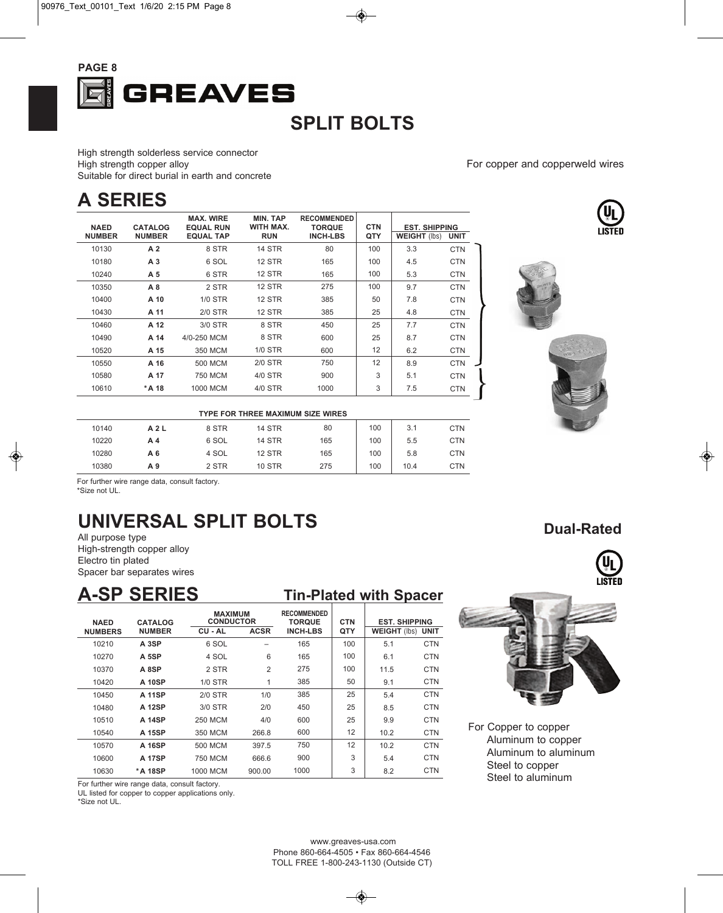# GREAVES

## SPLIT BOLTS

High strength solderless service connector
High strength copper alloy
Suitable for direct burial in earth and concrete

For copper and copperweld wires

## A SERIES

| NAED NUMBER | CATALOG NUMBER | MAX. WIRE EQUAL RUN EQUAL TAP | MIN. TAP WITH MAX. RUN | RECOMMENDED TORQUE INCH-LBS | CTN QTY | EST. SHIPPING WEIGHT (lbs) | UNIT |
|---|---|---|---|---|---|---|---|
| 10130 | **A 2** | 8 STR | 14 STR | 80 | 100 | 3.3 | CTN |
| 10180 | **A 3** | 6 SOL | 12 STR | 165 | 100 | 4.5 | CTN |
| 10240 | **A 5** | 6 STR | 12 STR | 165 | 100 | 5.3 | CTN |
| 10350 | **A 8** | 2 STR | 12 STR | 275 | 100 | 9.7 | CTN |
| 10400 | **A 10** | 1/0 STR | 12 STR | 385 | 50 | 7.8 | CTN |
| 10430 | **A 11** | 2/0 STR | 12 STR | 385 | 25 | 4.8 | CTN |
| 10460 | **A 12** | 3/0 STR | 8 STR | 450 | 25 | 7.7 | CTN |
| 10490 | **A 14** | 4/0-250 MCM | 8 STR | 600 | 25 | 8.7 | CTN |
| 10520 | **A 15** | 350 MCM | 1/0 STR | 600 | 12 | 6.2 | CTN |
| 10550 | **A 16** | 500 MCM | 2/0 STR | 750 | 12 | 8.9 | CTN |
| 10580 | **A 17** | 750 MCM | 4/0 STR | 900 | 3 | 5.1 | CTN |
| 10610 | **\*A 18** | 1000 MCM | 4/0 STR | 1000 | 3 | 7.5 | CTN |
| | | | **TYPE FOR THREE MAXIMUM SIZE WIRES** | | | | |
| 10140 | **A 2 L** | 8 STR | 14 STR | 80 | 100 | 3.1 | CTN |
| 10220 | **A 4** | 6 SOL | 14 STR | 165 | 100 | 5.5 | CTN |
| 10280 | **A 6** | 4 SOL | 12 STR | 165 | 100 | 5.8 | CTN |
| 10380 | **A 9** | 2 STR | 10 STR | 275 | 100 | 10.4 | CTN |

For further wire range data, consult factory.
*Size not UL.

## UNIVERSAL SPLIT BOLTS

**Dual-Rated**

All purpose type
High-strength copper alloy
Electro tin plated
Spacer bar separates wires

## A-SP SERIES — Tin-Plated with Spacer

| NAED NUMBERS | CATALOG NUMBER | MAXIMUM CONDUCTOR CU - AL | ACSR | RECOMMENDED TORQUE INCH-LBS | CTN QTY | EST. SHIPPING WEIGHT (lbs) | UNIT |
|---|---|---|---|---|---|---|---|
| 10210 | **A 3SP** | 6 SOL | – | 165 | 100 | 5.1 | CTN |
| 10270 | **A 5SP** | 4 SOL | 6 | 165 | 100 | 6.1 | CTN |
| 10370 | **A 8SP** | 2 STR | 2 | 275 | 100 | 11.5 | CTN |
| 10420 | **A 10SP** | 1/0 STR | 1 | 385 | 50 | 9.1 | CTN |
| 10450 | **A 11SP** | 2/0 STR | 1/0 | 385 | 25 | 5.4 | CTN |
| 10480 | **A 12SP** | 3/0 STR | 2/0 | 450 | 25 | 8.5 | CTN |
| 10510 | **A 14SP** | 250 MCM | 4/0 | 600 | 25 | 9.9 | CTN |
| 10540 | **A 15SP** | 350 MCM | 266.8 | 600 | 12 | 10.2 | CTN |
| 10570 | **A 16SP** | 500 MCM | 397.5 | 750 | 12 | 10.2 | CTN |
| 10600 | **A 17SP** | 750 MCM | 666.6 | 900 | 3 | 5.4 | CTN |
| 10630 | **\*A 18SP** | 1000 MCM | 900.00 | 1000 | 3 | 8.2 | CTN |

For further wire range data, consult factory.
UL listed for copper to copper applications only.
*Size not UL.

For Copper to copper
Aluminum to copper
Aluminum to aluminum
Steel to copper
Steel to aluminum

www.greaves-usa.com
Phone 860-664-4505 • Fax 860-664-4546
TOLL FREE 1-800-243-1130 (Outside CT)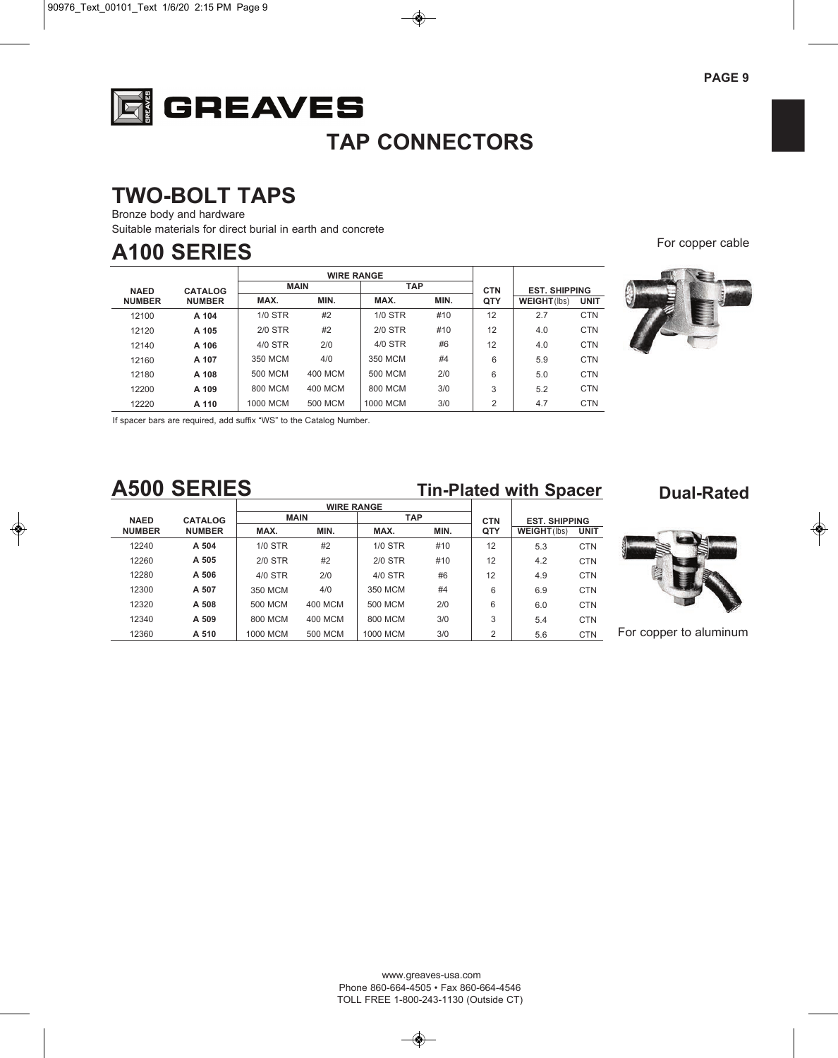# GREAVES

## TAP CONNECTORS

## TWO-BOLT TAPS

Bronze body and hardware

Suitable materials for direct burial in earth and concrete

## A100 SERIES

For copper cable

| NAED NUMBER | CATALOG NUMBER | WIRE RANGE MAIN MAX. | MAIN MIN. | TAP MAX. | TAP MIN. | CTN QTY | EST. SHIPPING WEIGHT (lbs) | UNIT |
|---|---|---|---|---|---|---|---|---|
| 12100 | **A 104** | 1/0 STR | #2 | 1/0 STR | #10 | 12 | 2.7 | CTN |
| 12120 | **A 105** | 2/0 STR | #2 | 2/0 STR | #10 | 12 | 4.0 | CTN |
| 12140 | **A 106** | 4/0 STR | 2/0 | 4/0 STR | #6 | 12 | 4.0 | CTN |
| 12160 | **A 107** | 350 MCM | 4/0 | 350 MCM | #4 | 6 | 5.9 | CTN |
| 12180 | **A 108** | 500 MCM | 400 MCM | 500 MCM | 2/0 | 6 | 5.0 | CTN |
| 12200 | **A 109** | 800 MCM | 400 MCM | 800 MCM | 3/0 | 3 | 5.2 | CTN |
| 12220 | **A 110** | 1000 MCM | 500 MCM | 1000 MCM | 3/0 | 2 | 4.7 | CTN |

If spacer bars are required, add suffix "WS" to the Catalog Number.

## A500 SERIES

### Tin-Plated with Spacer

### Dual-Rated

| NAED NUMBER | CATALOG NUMBER | WIRE RANGE MAIN MAX. | MAIN MIN. | TAP MAX. | TAP MIN. | CTN QTY | EST. SHIPPING WEIGHT (lbs) | UNIT |
|---|---|---|---|---|---|---|---|---|
| 12240 | **A 504** | 1/0 STR | #2 | 1/0 STR | #10 | 12 | 5.3 | CTN |
| 12260 | **A 505** | 2/0 STR | #2 | 2/0 STR | #10 | 12 | 4.2 | CTN |
| 12280 | **A 506** | 4/0 STR | 2/0 | 4/0 STR | #6 | 12 | 4.9 | CTN |
| 12300 | **A 507** | 350 MCM | 4/0 | 350 MCM | #4 | 6 | 6.9 | CTN |
| 12320 | **A 508** | 500 MCM | 400 MCM | 500 MCM | 2/0 | 6 | 6.0 | CTN |
| 12340 | **A 509** | 800 MCM | 400 MCM | 800 MCM | 3/0 | 3 | 5.4 | CTN |
| 12360 | **A 510** | 1000 MCM | 500 MCM | 1000 MCM | 3/0 | 2 | 5.6 | CTN |

For copper to aluminum

www.greaves-usa.com
Phone 860-664-4505 • Fax 860-664-4546
TOLL FREE 1-800-243-1130 (Outside CT)